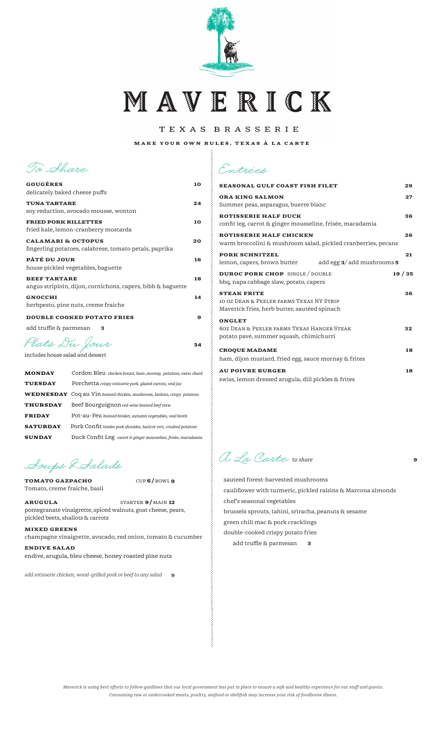# MAVERICK

## TEXAS BRASSERIE

**MAKE YOUR OWN RULES. TEXAS À LA CARTE**

## To Share

**GOUGÈRES** 10
delicately baked cheese puffs

**TUNA TARTARE** 24
soy reduction, avocado mousse, wonton

**FRIED PORK RILLETTES** 10
fried kale, lemon-cranberry mostarda

**CALAMARI & OCTOPUS** 20
fingerling potatoes, calabrese, tomato petals, paprika

**PÂTÉ DU JOUR** 16
house pickled vegetables, baguette

**BEEF TARTARE** 18
angus striploin, dijon, cornichons, capers, bibb & baguette

**GNOCCHI** 14
herbpesto, pine nuts, creme fraiche

**DOUBLE COOKED POTATO FRIES** 9
add truffle & parmesan **3**

## Plats Du Jour 34

includes house salad and dessert

| | |
|---|---|
| **MONDAY** | Cordon Bleu *chicken breast, ham ,mornay, potatoes, swiss chard* |
| **TUESDAY** | Porchetta *crispy rotisserie pork, glazed carrots, veal jus* |
| **WEDNESDAY** | Coq au Vin *braised chicken, mushroom, lardons, crispy potatoes* |
| **THURSDAY** | Beef Bourguignon *red-wine braised beef stew* |
| **FRIDAY** | Pot-au-Feu *braised brisket, autumn vegetables, veal broth* |
| **SATURDAY** | Pork Confit *tender pork shoulder, haricot vert, crushed potatoes* |
| **SUNDAY** | Duck Confit Leg *carrot & ginger mousseline, frisée, macadamia* |

## Soups & Salads

**TOMATO GAZPACHO** CUP **6** / BOWL **9**
Tomato, creme fraiche, basil

**ARUGULA** STARTER **9** / MAIN **12**
pomegranate vinaigrette, spiced walnuts, goat cheese, pears, pickled beets, shallots & carrots

**MIXED GREENS**
champagne vinaigrette, avocado, red onion, tomato & cucumber

**ENDIVE SALAD**
endive, arugula, bleu cheese, honey roasted pine nuts

*add rotisserie chicken, wood-grilled pork or beef to any salad* **9**

## Entrées

**SEASONAL GULF COAST FISH FILET** 29

**ORA KING SALMON** 27
Summer peas, asparagus, buerre blanc

**ROTISSERIE HALF DUCK** 36
confit leg, carrot & ginger mousseline, frisée, macadamia

**ROTISSERIE HALF CHICKEN** 26
warm broccolini & mushroom salad, pickled cranberries, pecans

**PORK SCHNITZEL** 21
lemon, capers, brown butter add egg **3** / add mushrooms **5**

**DUROC PORK CHOP** SINGLE / DOUBLE 19 / 35
bbq, napa cabbage slaw, potato, capers

**STEAK FRITE** 36
10 OZ DEAN & PEELER FARMS TEXAS NY STRIP
Maverick fries, herb butter, sautéed spinach

**ONGLET** 32
6OZ DEAN & PEELER FARMS TEXAS HANGER STEAK
potato pavé, summer squash, chimichurri

**CROQUE MADAME** 18
ham, dijon mustard, fried egg, sauce mornay & frites

**AU POIVRE BURGER** 18
swiss, lemon dressed arugula, dill pickles & frites

## A La Carte *to share* 9

sauteed forest-harvested mushrooms
cauliflower with turmeric, pickled raisins & Marcona almonds
chef's seasonal vegetables
brussels sprouts, tahini, sriracha, peanuts & sesame
green chili mac & pork cracklings
double-cooked crispy potato fries
add truffle & parmesan **3**

*Maverick is using best efforts to follow guidlines that our local government has put in place to ensure a safe and healthy experience for our staff and guests. Consuming raw or undercooked meats, poultry, seafood or shellfish may increase your risk of foodborne illness.*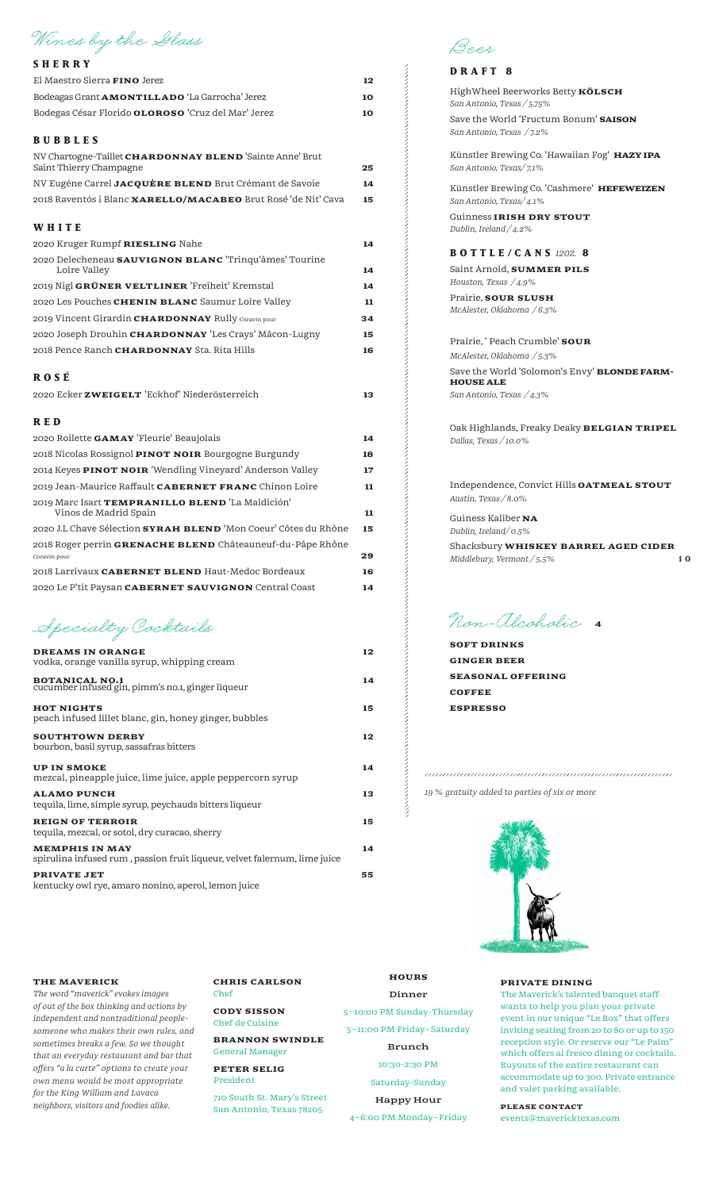# Wines by the Glass

## SHERRY

| | |
|---|---|
| El Maestro Sierra **FINO** Jerez | 12 |
| Bodegas Grant **AMONTILLADO** 'La Garrocha' Jerez | 10 |
| Bodegas César Florido **OLOROSO** 'Cruz del Mar' Jerez | 10 |

## BUBBLES

| | |
|---|---|
| NV Chartogne-Taillet **CHARDONNAY BLEND** 'Sainte Anne' Brut Saint Thierry Champagne | 25 |
| NV Eugéne Carrel **JACQUÈRE BLEND** Brut Crémant de Savoie | 14 |
| 2018 Raventós i Blanc **XARELLO/MACABEO** Brut Rosé 'de Nit' Cava | 15 |

## WHITE

| | |
|---|---|
| 2020 Kruger Rumpf **RIESLING** Nahe | 14 |
| 2020 Delecheneau **SAUVIGNON BLANC** 'Trinqu'âmes' Tourine Loire Valley | 14 |
| 2019 Nigl **GRÜNER VELTLINER** 'Freiheit' Kremstal | 14 |
| 2020 Les Pouches **CHENIN BLANC** Saumur Loire Valley | 11 |
| 2019 Vincent Girardin **CHARDONNAY** Rully Coravin pour | 34 |
| 2020 Joseph Drouhin **CHARDONNAY** 'Les Crays' Mâcon-Lugny | 15 |
| 2018 Pence Ranch **CHARDONNAY** Sta. Rita Hills | 16 |

## ROSÉ

| | |
|---|---|
| 2020 Ecker **ZWEIGELT** 'Eckhof' Niederösterreich | 13 |

## RED

| | |
|---|---|
| 2020 Roilette **GAMAY** 'Fleurie' Beaujolais | 14 |
| 2018 Nicolas Rossignol **PINOT NOIR** Bourgogne Burgundy | 18 |
| 2014 Keyes **PINOT NOIR** 'Wendling Vineyard' Anderson Valley | 17 |
| 2019 Jean-Maurice Raffault **CABERNET FRANC** Chinon Loire | 11 |
| 2019 Marc Isart **TEMPRANILLO BLEND** 'La Maldición' Vinos de Madrid Spain | 11 |
| 2020 J.L Chave Sélection **SYRAH BLEND** 'Mon Coeur' Côtes du Rhône | 15 |
| 2018 Roger perrin **GRENACHE BLEND** Châteauneuf-du-Pâpe Rhône Coravin pour | 29 |
| 2018 Larrivaux **CABERNET BLEND** Haut-Medoc Bordeaux | 16 |
| 2020 Le P'tit Paysan **CABERNET SAUVIGNON** Central Coast | 14 |

# Specialty Cocktails

| | |
|---|---|
| **DREAMS IN ORANGE**<br>vodka, orange vanilla syrup, whipping cream | 12 |
| **BOTANICAL NO.1**<br>cucumber infused gin, pimm's no.1, ginger liqueur | 14 |
| **HOT NIGHTS**<br>peach infused lillet blanc, gin, honey ginger, bubbles | 15 |
| **SOUTHTOWN DERBY**<br>bourbon, basil syrup, sassafras bitters | 12 |
| **UP IN SMOKE**<br>mezcal, pineapple juice, lime juice, apple peppercorn syrup | 14 |
| **ALAMO PUNCH**<br>tequila, lime, simple syrup, peychauds bitters liqueur | 13 |
| **REIGN OF TERROIR**<br>tequila, mezcal, or sotol, dry curacao, sherry | 15 |
| **MEMPHIS IN MAY**<br>spirulina infused rum , passion fruit liqueur, velvet falernum, lime juice | 14 |
| **PRIVATE JET**<br>kentucky owl rye, amaro nonino, aperol, lemon juice | 55 |

# Beer

## DRAFT 8

HighWheel Beerworks Betty **KÖLSCH**
*San Antonio, Texas / 5.75%*

Save the World 'Fructum Bonum' **SAISON**
*San Antonio, Texas / 7.2%*

Künstler Brewing Co. 'Hawaiian Fog' **HAZY IPA**
*San Antonio, Texas/ 7.1%*

Künstler Brewing Co. 'Cashmere' **HEFEWEIZEN**
*San Antonio, Texas/ 4.1%*

Guinness **IRISH DRY STOUT**
*Dublin, Ireland / 4.2%*

## BOTTLE/CANS *12OZ.* 8

Saint Arnold, **SUMMER PILS**
*Houston, Texas / 4.9%*

Prairie, **SOUR SLUSH**
*McAlester, Oklahoma / 6.3%*

Prairie, ' Peach Crumble' **SOUR**
*McAlester, Oklahoma / 5.3%*

Save the World 'Solomon's Envy' **BLONDE FARM-HOUSE ALE**
*San Antonio, Texas / 4.3%*

Oak Highlands, Freaky Deaky **BELGIAN TRIPEL**
*Dallas, Texas / 10.0%*

Independence, Convict Hills **OATMEAL STOUT**
*Austin, Texas / 8.0%*

Guiness Kaliber **NA**
*Dublin, Ireland/ 0.5%*

Shacksbury **WHISKEY BARREL AGED CIDER**
*Middlebury, Vermont / 5.5%* 10

# Non-Alcoholic 4

**SOFT DRINKS**
**GINGER BEER**
**SEASONAL OFFERING**
**COFFEE**
**ESPRESSO**

*19 % gratuity added to parties of six or more*

### THE MAVERICK

*The word "maverick" evokes images of out of the box thinking and actions by independent and nontraditional people- someone who makes their own rules, and sometimes breaks a few. So we thought that an everyday restaurant and bar that offers "a la carte" options to create your own menu would be most appropriate for the King William and Lavaca neighbors, visitors and foodies alike.*

**CHRIS CARLSON**
Chef

**CODY SISSON**
Chef de Cuisine

**BRANNON SWINDLE**
General Manager

**PETER SELIG**
President

710 South St. Mary's Street
San Antonio, Texas 78205

### HOURS

**Dinner**
5–10:00 PM Sunday-Thursday
5–11:00 PM Friday–Saturday

**Brunch**
10:30-2:30 PM
Saturday-Sunday

**Happy Hour**
4–6:00 PM Monday–Friday

### PRIVATE DINING

The Maverick's talented banquet staff wants to help you plan your private event in our unique "Le Box" that offers inviting seating from 20 to 80 or up to 150 reception style. Or reserve our "Le Palm" which offers al fresco dining or cocktails. Buyouts of the entire restaurant can accommodate up to 300. Private entrance and valet parking available.

**PLEASE CONTACT**
events@mavericktexas.com